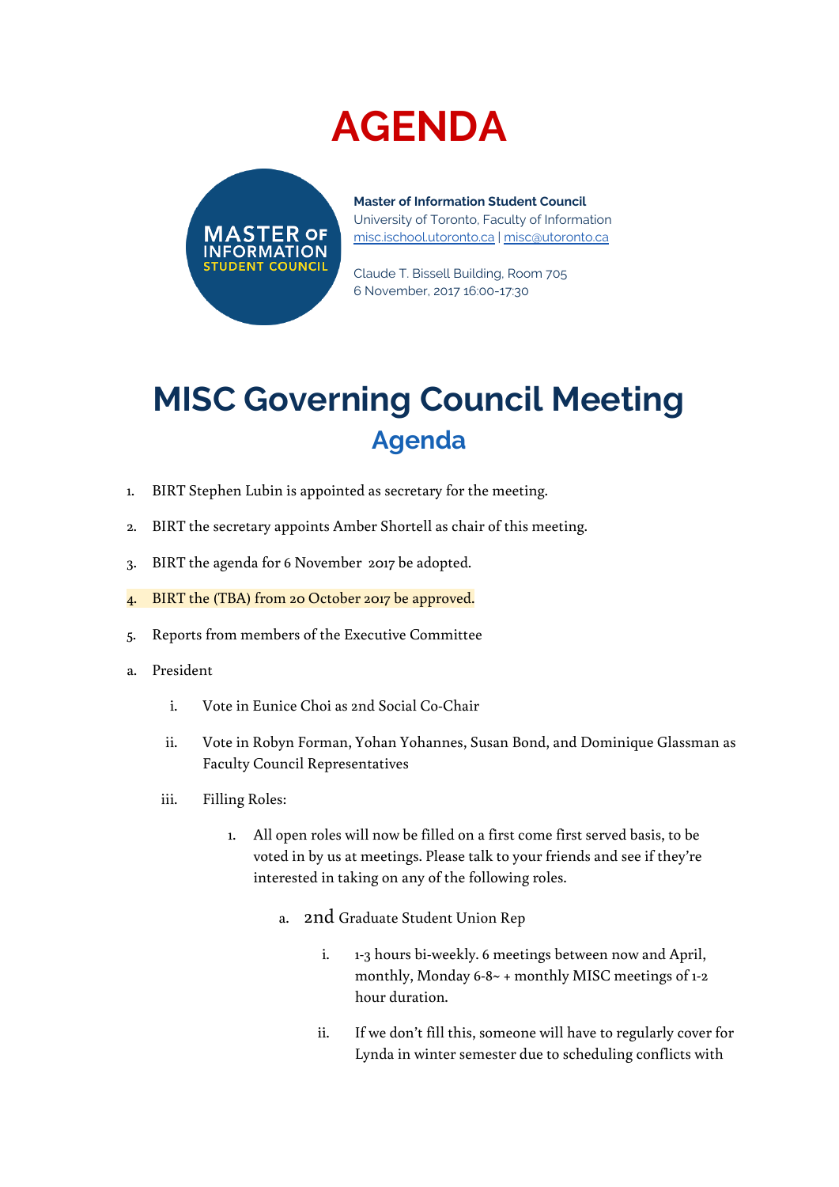# AGENDA

MASTER OF INFORMATION STUDENT COUNCIL

**Master of Information Student Council**
University of Toronto, Faculty of Information
misc.ischool.utoronto.ca | misc@utoronto.ca

Claude T. Bissell Building, Room 705
6 November, 2017 16:00-17:30

# MISC Governing Council Meeting

## Agenda

1. BIRT Stephen Lubin is appointed as secretary for the meeting.
2. BIRT the secretary appoints Amber Shortell as chair of this meeting.
3. BIRT the agenda for 6 November 2017 be adopted.
4. BIRT the (TBA) from 20 October 2017 be approved.
5. Reports from members of the Executive Committee

a. President

   i. Vote in Eunice Choi as 2nd Social Co-Chair

   ii. Vote in Robyn Forman, Yohan Yohannes, Susan Bond, and Dominique Glassman as Faculty Council Representatives

   iii. Filling Roles:

      1. All open roles will now be filled on a first come first served basis, to be voted in by us at meetings. Please talk to your friends and see if they're interested in taking on any of the following roles.

         a. 2nd Graduate Student Union Rep

            i. 1-3 hours bi-weekly. 6 meetings between now and April, monthly, Monday 6-8~ + monthly MISC meetings of 1-2 hour duration.

            ii. If we don't fill this, someone will have to regularly cover for Lynda in winter semester due to scheduling conflicts with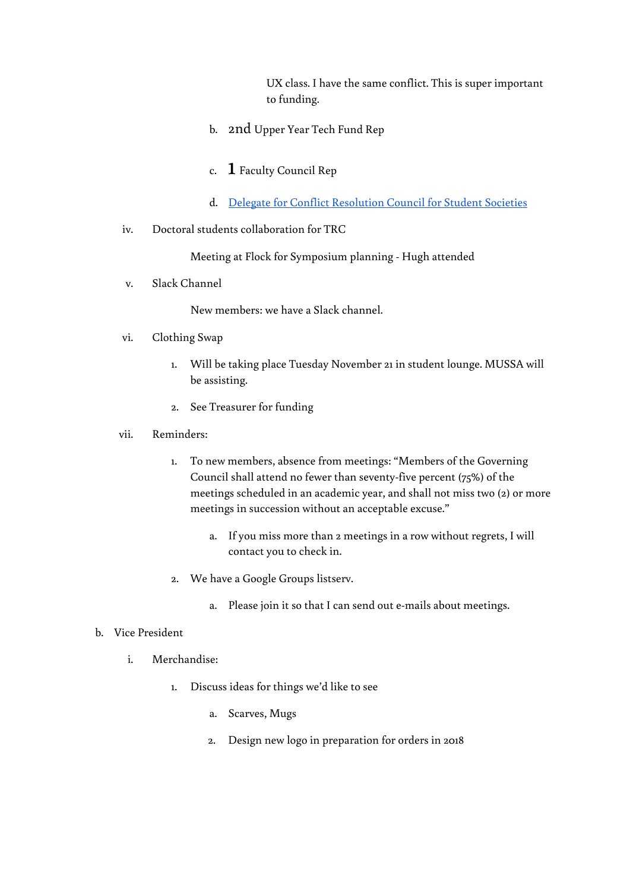UX class. I have the same conflict. This is super important to funding.

b. 2nd Upper Year Tech Fund Rep

c. 1 Faculty Council Rep

d. [Delegate for Conflict Resolution Council for Student Societies]()

iv. Doctoral students collaboration for TRC

Meeting at Flock for Symposium planning - Hugh attended

v. Slack Channel

New members: we have a Slack channel.

vi. Clothing Swap

1. Will be taking place Tuesday November 21 in student lounge. MUSSA will be assisting.
2. See Treasurer for funding

vii. Reminders:

1. To new members, absence from meetings: "Members of the Governing Council shall attend no fewer than seventy-five percent (75%) of the meetings scheduled in an academic year, and shall not miss two (2) or more meetings in succession without an acceptable excuse."
   a. If you miss more than 2 meetings in a row without regrets, I will contact you to check in.
2. We have a Google Groups listserv.
   a. Please join it so that I can send out e-mails about meetings.

b. Vice President

i. Merchandise:

1. Discuss ideas for things we'd like to see
   a. Scarves, Mugs
   2. Design new logo in preparation for orders in 2018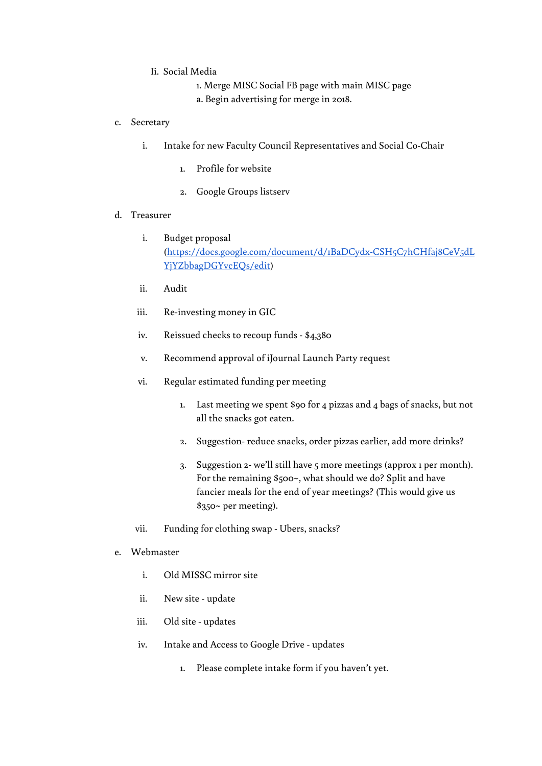- Ii. Social Media
  1. Merge MISC Social FB page with main MISC page
     a. Begin advertising for merge in 2018.

c. Secretary

  i. Intake for new Faculty Council Representatives and Social Co-Chair

     1. Profile for website

     2. Google Groups listserv

d. Treasurer

  i. Budget proposal ([https://docs.google.com/document/d/1BaDCydx-CSH5C7hCHfaj8CeV5dLYjYZbbagDGYvcEQs/edit](https://docs.google.com/document/d/1BaDCydx-CSH5C7hCHfaj8CeV5dLYjYZbbagDGYvcEQs/edit))

  ii. Audit

  iii. Re-investing money in GIC

  iv. Reissued checks to recoup funds - $4,380

  v. Recommend approval of iJournal Launch Party request

  vi. Regular estimated funding per meeting

     1. Last meeting we spent $90 for 4 pizzas and 4 bags of snacks, but not all the snacks got eaten.

     2. Suggestion- reduce snacks, order pizzas earlier, add more drinks?

     3. Suggestion 2- we'll still have 5 more meetings (approx 1 per month). For the remaining $500~, what should we do? Split and have fancier meals for the end of year meetings? (This would give us $350~ per meeting).

  vii. Funding for clothing swap - Ubers, snacks?

e. Webmaster

  i. Old MISSC mirror site

  ii. New site - update

  iii. Old site - updates

  iv. Intake and Access to Google Drive - updates

     1. Please complete intake form if you haven't yet.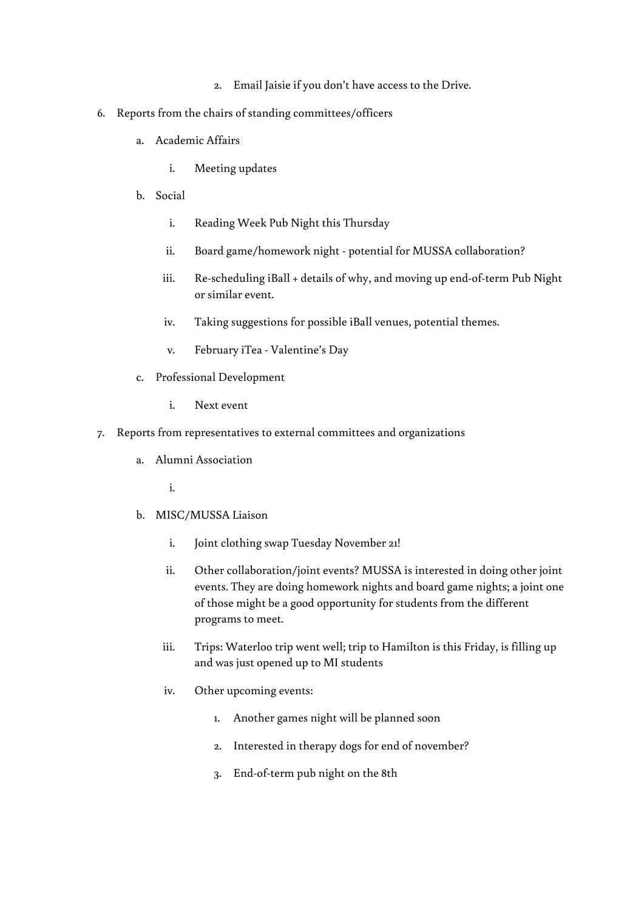2. Email Jaisie if you don't have access to the Drive.

6. Reports from the chairs of standing committees/officers
    a. Academic Affairs
        i. Meeting updates
    b. Social
        i. Reading Week Pub Night this Thursday
        ii. Board game/homework night - potential for MUSSA collaboration?
        iii. Re-scheduling iBall + details of why, and moving up end-of-term Pub Night or similar event.
        iv. Taking suggestions for possible iBall venues, potential themes.
        v. February iTea - Valentine's Day
    c. Professional Development
        i. Next event
7. Reports from representatives to external committees and organizations
    a. Alumni Association
        i.
    b. MISC/MUSSA Liaison
        i. Joint clothing swap Tuesday November 21!
        ii. Other collaboration/joint events? MUSSA is interested in doing other joint events. They are doing homework nights and board game nights; a joint one of those might be a good opportunity for students from the different programs to meet.
        iii. Trips: Waterloo trip went well; trip to Hamilton is this Friday, is filling up and was just opened up to MI students
        iv. Other upcoming events:
            1. Another games night will be planned soon
            2. Interested in therapy dogs for end of november?
            3. End-of-term pub night on the 8th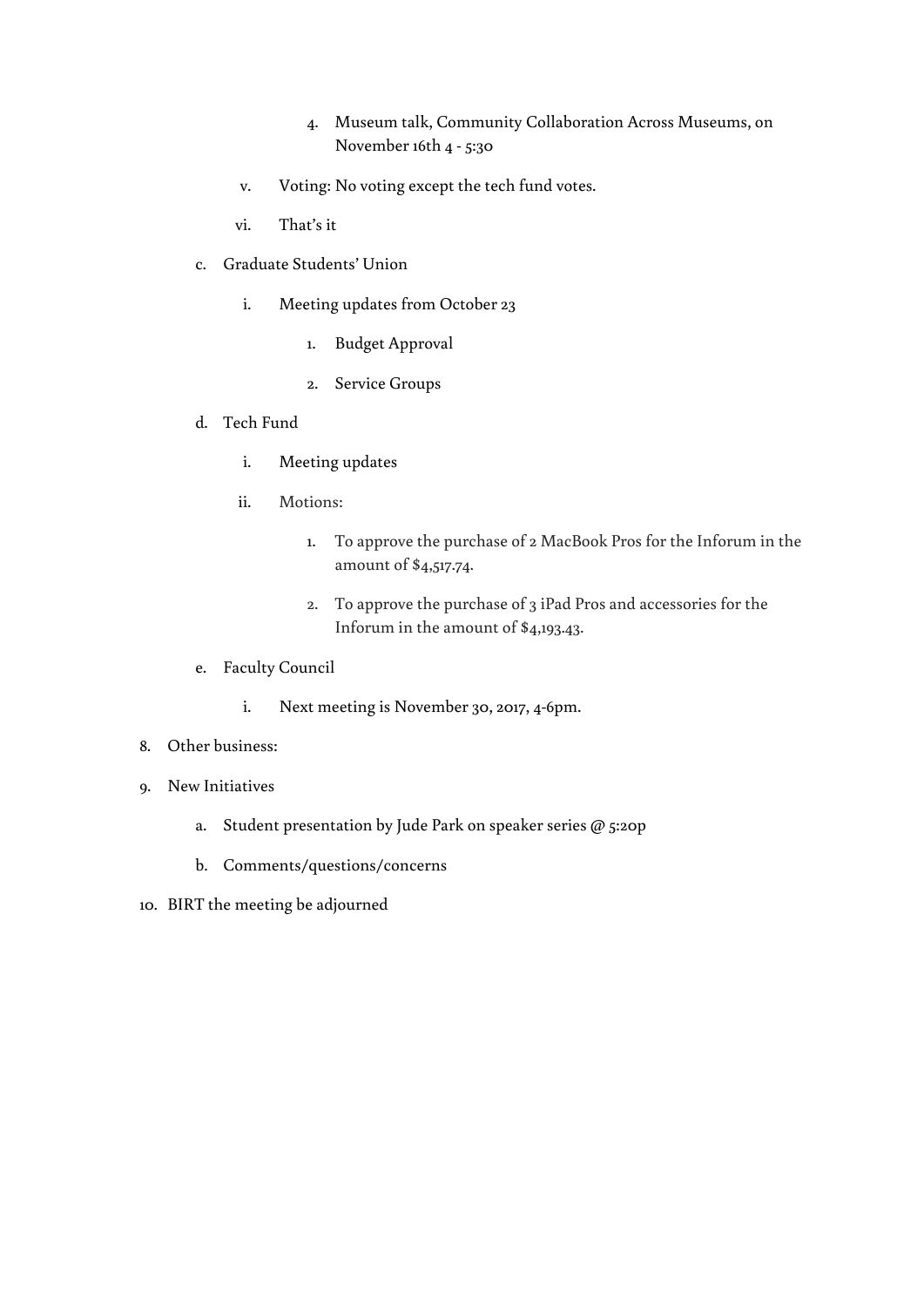4. Museum talk, Community Collaboration Across Museums, on November 16th 4 - 5:30

v. Voting: No voting except the tech fund votes.

vi. That's it

c. Graduate Students' Union

   i. Meeting updates from October 23

      1. Budget Approval

      2. Service Groups

d. Tech Fund

   i. Meeting updates

   ii. Motions:

      1. To approve the purchase of 2 MacBook Pros for the Inforum in the amount of $4,517.74.

      2. To approve the purchase of 3 iPad Pros and accessories for the Inforum in the amount of $4,193.43.

e. Faculty Council

   i. Next meeting is November 30, 2017, 4-6pm.

8. Other business:

9. New Initiatives

   a. Student presentation by Jude Park on speaker series @ 5:20p

   b. Comments/questions/concerns

10. BIRT the meeting be adjourned